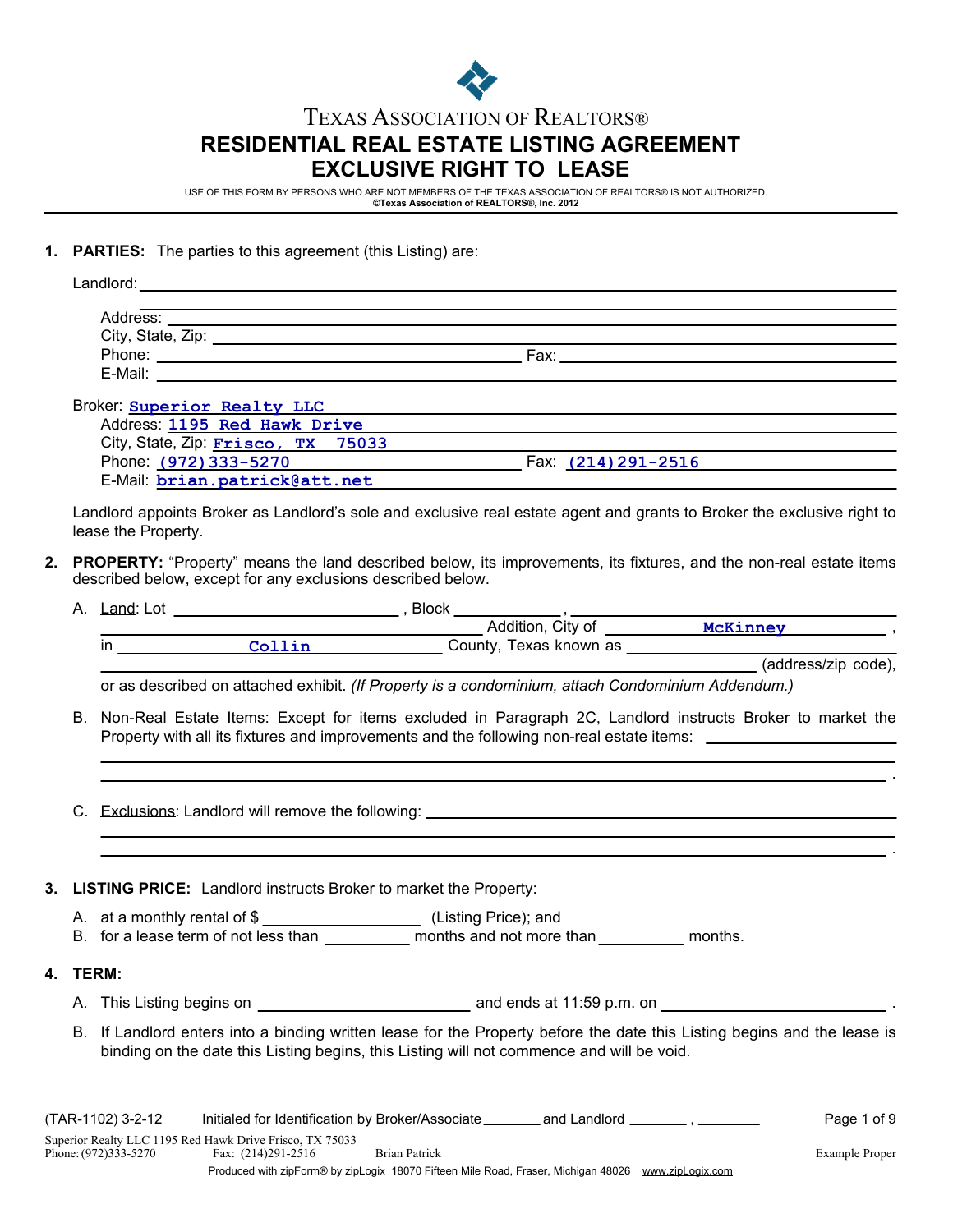# TEXAS ASSOCIATION OF REALTORS®

## RESIDENTIAL REAL ESTATE LISTING AGREEMENT EXCLUSIVE RIGHT TO LEASE

USE OF THIS FORM BY PERSONS WHO ARE NOT MEMBERS OF THE TEXAS ASSOCIATION OF REALTORS® IS NOT AUTHORIZED.
**©Texas Association of REALTORS®, Inc. 2012**

---

1. **PARTIES:** The parties to this agreement (this Listing) are:

   Landlord: ______________________________________________

   Address: ______________________________________________
   City, State, Zip: ______________________________________________
   Phone: ______________________ Fax: ______________________
   E-Mail: ______________________________________________

   Broker: Superior Realty LLC
   Address: 1195 Red Hawk Drive
   City, State, Zip: Frisco, TX 75033
   Phone: (972)333-5270 Fax: (214)291-2516
   E-Mail: brian.patrick@att.net

   Landlord appoints Broker as Landlord's sole and exclusive real estate agent and grants to Broker the exclusive right to lease the Property.

2. **PROPERTY:** "Property" means the land described below, its improvements, its fixtures, and the non-real estate items described below, except for any exclusions described below.

   A. Land: Lot ______________, Block ______________, ______________________ Addition, City of McKinney, in Collin County, Texas known as ______________________ (address/zip code), or as described on attached exhibit. *(If Property is a condominium, attach Condominium Addendum.)*

   B. Non-Real Estate Items: Except for items excluded in Paragraph 2C, Landlord instructs Broker to market the Property with all its fixtures and improvements and the following non-real estate items: ______________________________________________.

   C. Exclusions: Landlord will remove the following: ______________________________________________.

3. **LISTING PRICE:** Landlord instructs Broker to market the Property:

   A. at a monthly rental of $ ______________ (Listing Price); and
   B. for a lease term of not less than ________ months and not more than ________ months.

4. **TERM:**

   A. This Listing begins on ______________________ and ends at 11:59 p.m. on ______________________.

   B. If Landlord enters into a binding written lease for the Property before the date this Listing begins and the lease is binding on the date this Listing begins, this Listing will not commence and will be void.

(TAR-1102) 3-2-12 Initialed for Identification by Broker/Associate ________ and Landlord ________, ________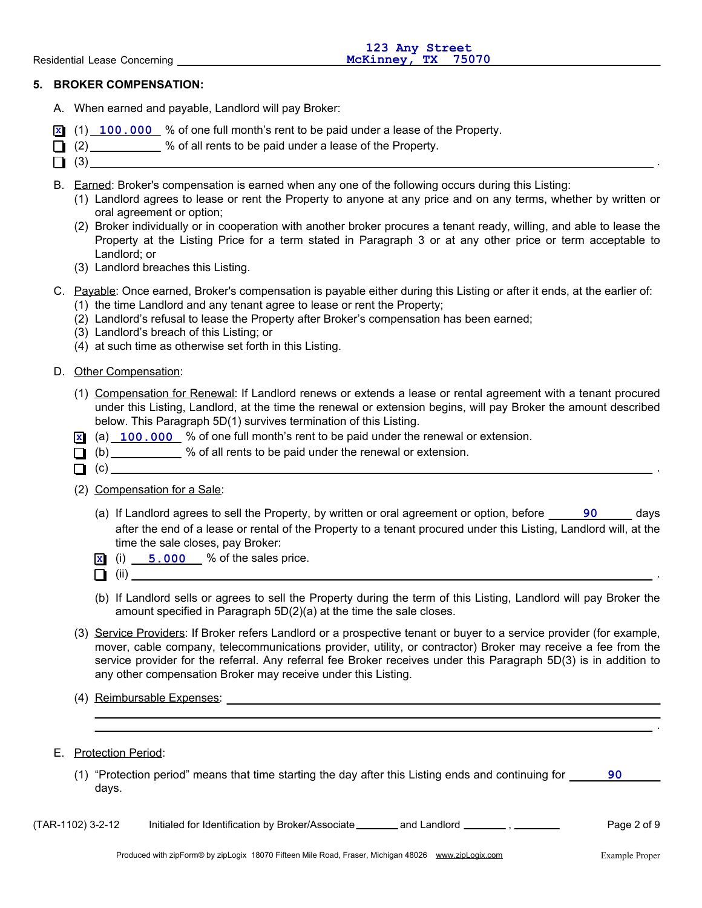Residential Lease Concerning 123 Any Street McKinney, TX 75070

## 5. BROKER COMPENSATION:

A. When earned and payable, Landlord will pay Broker:

- [x] (1) 100.000 % of one full month's rent to be paid under a lease of the Property.
- [ ] (2) ____________ % of all rents to be paid under a lease of the Property.
- [ ] (3) ____________________________________________.

B. Earned: Broker's compensation is earned when any one of the following occurs during this Listing:

(1) Landlord agrees to lease or rent the Property to anyone at any price and on any terms, whether by written or oral agreement or option;

(2) Broker individually or in cooperation with another broker procures a tenant ready, willing, and able to lease the Property at the Listing Price for a term stated in Paragraph 3 or at any other price or term acceptable to Landlord; or

(3) Landlord breaches this Listing.

C. Payable: Once earned, Broker's compensation is payable either during this Listing or after it ends, at the earlier of:

(1) the time Landlord and any tenant agree to lease or rent the Property;

(2) Landlord's refusal to lease the Property after Broker's compensation has been earned;

(3) Landlord's breach of this Listing; or

(4) at such time as otherwise set forth in this Listing.

D. Other Compensation:

(1) Compensation for Renewal: If Landlord renews or extends a lease or rental agreement with a tenant procured under this Listing, Landlord, at the time the renewal or extension begins, will pay Broker the amount described below. This Paragraph 5D(1) survives termination of this Listing.

- [x] (a) 100.000 % of one full month's rent to be paid under the renewal or extension.
- [ ] (b) ____________ % of all rents to be paid under the renewal or extension.
- [ ] (c) ____________________________________________.

(2) Compensation for a Sale:

(a) If Landlord agrees to sell the Property, by written or oral agreement or option, before 90 days after the end of a lease or rental of the Property to a tenant procured under this Listing, Landlord will, at the time the sale closes, pay Broker:

- [x] (i) 5.000 % of the sales price.
- [ ] (ii) ____________________________________________.

(b) If Landlord sells or agrees to sell the Property during the term of this Listing, Landlord will pay Broker the amount specified in Paragraph 5D(2)(a) at the time the sale closes.

(3) Service Providers: If Broker refers Landlord or a prospective tenant or buyer to a service provider (for example, mover, cable company, telecommunications provider, utility, or contractor) Broker may receive a fee from the service provider for the referral. Any referral fee Broker receives under this Paragraph 5D(3) is in addition to any other compensation Broker may receive under this Listing.

(4) Reimbursable Expenses: ____________________________________________.

E. Protection Period:

(1) "Protection period" means that time starting the day after this Listing ends and continuing for 90 days.

(TAR-1102) 3-2-12 Initialed for Identification by Broker/Associate ______ and Landlord ______ , ______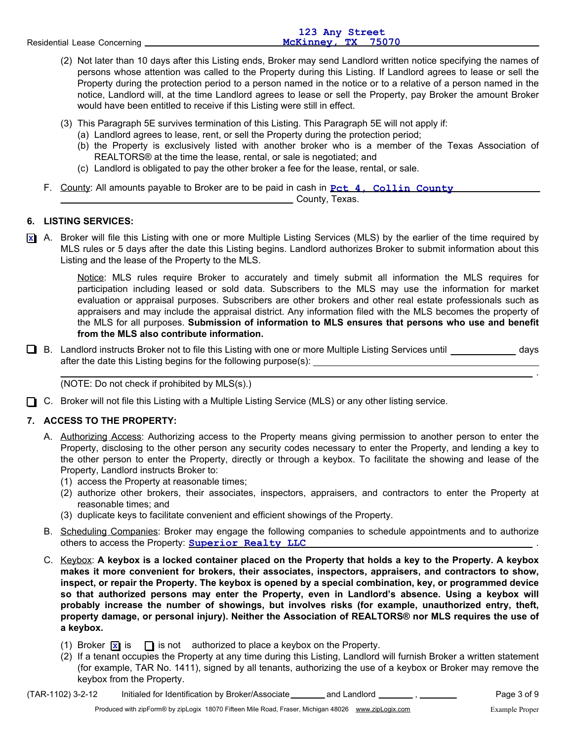Residential Lease Concerning 123 Any Street McKinney, TX 75070

(2) Not later than 10 days after this Listing ends, Broker may send Landlord written notice specifying the names of persons whose attention was called to the Property during this Listing. If Landlord agrees to lease or sell the Property during the protection period to a person named in the notice or to a relative of a person named in the notice, Landlord will, at the time Landlord agrees to lease or sell the Property, pay Broker the amount Broker would have been entitled to receive if this Listing were still in effect.

(3) This Paragraph 5E survives termination of this Listing. This Paragraph 5E will not apply if:
  (a) Landlord agrees to lease, rent, or sell the Property during the protection period;
  (b) the Property is exclusively listed with another broker who is a member of the Texas Association of REALTORS® at the time the lease, rental, or sale is negotiated; and
  (c) Landlord is obligated to pay the other broker a fee for the lease, rental, or sale.

F. County: All amounts payable to Broker are to be paid in cash in Pct 4, Collin County ______ County, Texas.

## 6. LISTING SERVICES:

[x] A. Broker will file this Listing with one or more Multiple Listing Services (MLS) by the earlier of the time required by MLS rules or 5 days after the date this Listing begins. Landlord authorizes Broker to submit information about this Listing and the lease of the Property to the MLS.

Notice: MLS rules require Broker to accurately and timely submit all information the MLS requires for participation including leased or sold data. Subscribers to the MLS may use the information for market evaluation or appraisal purposes. Subscribers are other brokers and other real estate professionals such as appraisers and may include the appraisal district. Any information filed with the MLS becomes the property of the MLS for all purposes. **Submission of information to MLS ensures that persons who use and benefit from the MLS also contribute information.**

[ ] B. Landlord instructs Broker not to file this Listing with one or more Multiple Listing Services until ______ days after the date this Listing begins for the following purpose(s): ______________________________ .
(NOTE: Do not check if prohibited by MLS(s).)

[ ] C. Broker will not file this Listing with a Multiple Listing Service (MLS) or any other listing service.

## 7. ACCESS TO THE PROPERTY:

A. Authorizing Access: Authorizing access to the Property means giving permission to another person to enter the Property, disclosing to the other person any security codes necessary to enter the Property, and lending a key to the other person to enter the Property, directly or through a keybox. To facilitate the showing and lease of the Property, Landlord instructs Broker to:
  (1) access the Property at reasonable times;
  (2) authorize other brokers, their associates, inspectors, appraisers, and contractors to enter the Property at reasonable times; and
  (3) duplicate keys to facilitate convenient and efficient showings of the Property.

B. Scheduling Companies: Broker may engage the following companies to schedule appointments and to authorize others to access the Property: Superior Realty LLC .

C. Keybox: **A keybox is a locked container placed on the Property that holds a key to the Property. A keybox makes it more convenient for brokers, their associates, inspectors, appraisers, and contractors to show, inspect, or repair the Property. The keybox is opened by a special combination, key, or programmed device so that authorized persons may enter the Property, even in Landlord's absence. Using a keybox will probably increase the number of showings, but involves risks (for example, unauthorized entry, theft, property damage, or personal injury). Neither the Association of REALTORS® nor MLS requires the use of a keybox.**

  (1) Broker [x] is [ ] is not authorized to place a keybox on the Property.
  (2) If a tenant occupies the Property at any time during this Listing, Landlord will furnish Broker a written statement (for example, TAR No. 1411), signed by all tenants, authorizing the use of a keybox or Broker may remove the keybox from the Property.

(TAR-1102) 3-2-12 Initialed for Identification by Broker/Associate ______ and Landlord ______ , ______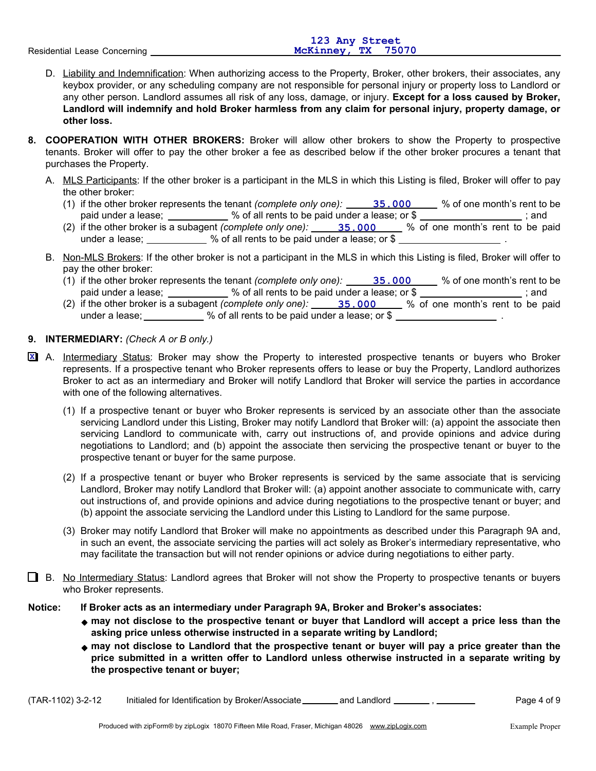Residential Lease Concerning 123 Any Street McKinney, TX 75070

D. Liability and Indemnification: When authorizing access to the Property, Broker, other brokers, their associates, any keybox provider, or any scheduling company are not responsible for personal injury or property loss to Landlord or any other person. Landlord assumes all risk of any loss, damage, or injury. **Except for a loss caused by Broker, Landlord will indemnify and hold Broker harmless from any claim for personal injury, property damage, or other loss.**

**8. COOPERATION WITH OTHER BROKERS:** Broker will allow other brokers to show the Property to prospective tenants. Broker will offer to pay the other broker a fee as described below if the other broker procures a tenant that purchases the Property.

A. MLS Participants: If the other broker is a participant in the MLS in which this Listing is filed, Broker will offer to pay the other broker:
   (1) if the other broker represents the tenant *(complete only one)*: 35.000 % of one month's rent to be paid under a lease; ________ % of all rents to be paid under a lease; or $ ____________ ; and
   (2) if the other broker is a subagent *(complete only one)*: 35.000 % of one month's rent to be paid under a lease; ________ % of all rents to be paid under a lease; or $ ____________ .

B. Non-MLS Brokers: If the other broker is not a participant in the MLS in which this Listing is filed, Broker will offer to pay the other broker:
   (1) if the other broker represents the tenant *(complete only one)*: 35.000 % of one month's rent to be paid under a lease; ________ % of all rents to be paid under a lease; or $ ____________ ; and
   (2) if the other broker is a subagent *(complete only one)*: 35.000 % of one month's rent to be paid under a lease; ________ % of all rents to be paid under a lease; or $ ____________ .

**9. INTERMEDIARY:** *(Check A or B only.)*

[X] A. Intermediary Status: Broker may show the Property to interested prospective tenants or buyers who Broker represents. If a prospective tenant who Broker represents offers to lease or buy the Property, Landlord authorizes Broker to act as an intermediary and Broker will notify Landlord that Broker will service the parties in accordance with one of the following alternatives.

   (1) If a prospective tenant or buyer who Broker represents is serviced by an associate other than the associate servicing Landlord under this Listing, Broker may notify Landlord that Broker will: (a) appoint the associate then servicing Landlord to communicate with, carry out instructions of, and provide opinions and advice during negotiations to Landlord; and (b) appoint the associate then servicing the prospective tenant or buyer to the prospective tenant or buyer for the same purpose.

   (2) If a prospective tenant or buyer who Broker represents is serviced by the same associate that is servicing Landlord, Broker may notify Landlord that Broker will: (a) appoint another associate to communicate with, carry out instructions of, and provide opinions and advice during negotiations to the prospective tenant or buyer; and (b) appoint the associate servicing the Landlord under this Listing to Landlord for the same purpose.

   (3) Broker may notify Landlord that Broker will make no appointments as described under this Paragraph 9A and, in such an event, the associate servicing the parties will act solely as Broker's intermediary representative, who may facilitate the transaction but will not render opinions or advice during negotiations to either party.

[ ] B. No Intermediary Status: Landlord agrees that Broker will not show the Property to prospective tenants or buyers who Broker represents.

**Notice: If Broker acts as an intermediary under Paragraph 9A, Broker and Broker's associates:**
- **may not disclose to the prospective tenant or buyer that Landlord will accept a price less than the asking price unless otherwise instructed in a separate writing by Landlord;**
- **may not disclose to Landlord that the prospective tenant or buyer will pay a price greater than the price submitted in a written offer to Landlord unless otherwise instructed in a separate writing by the prospective tenant or buyer;**

(TAR-1102) 3-2-12 Initialed for Identification by Broker/Associate ______ and Landlord ______ , ______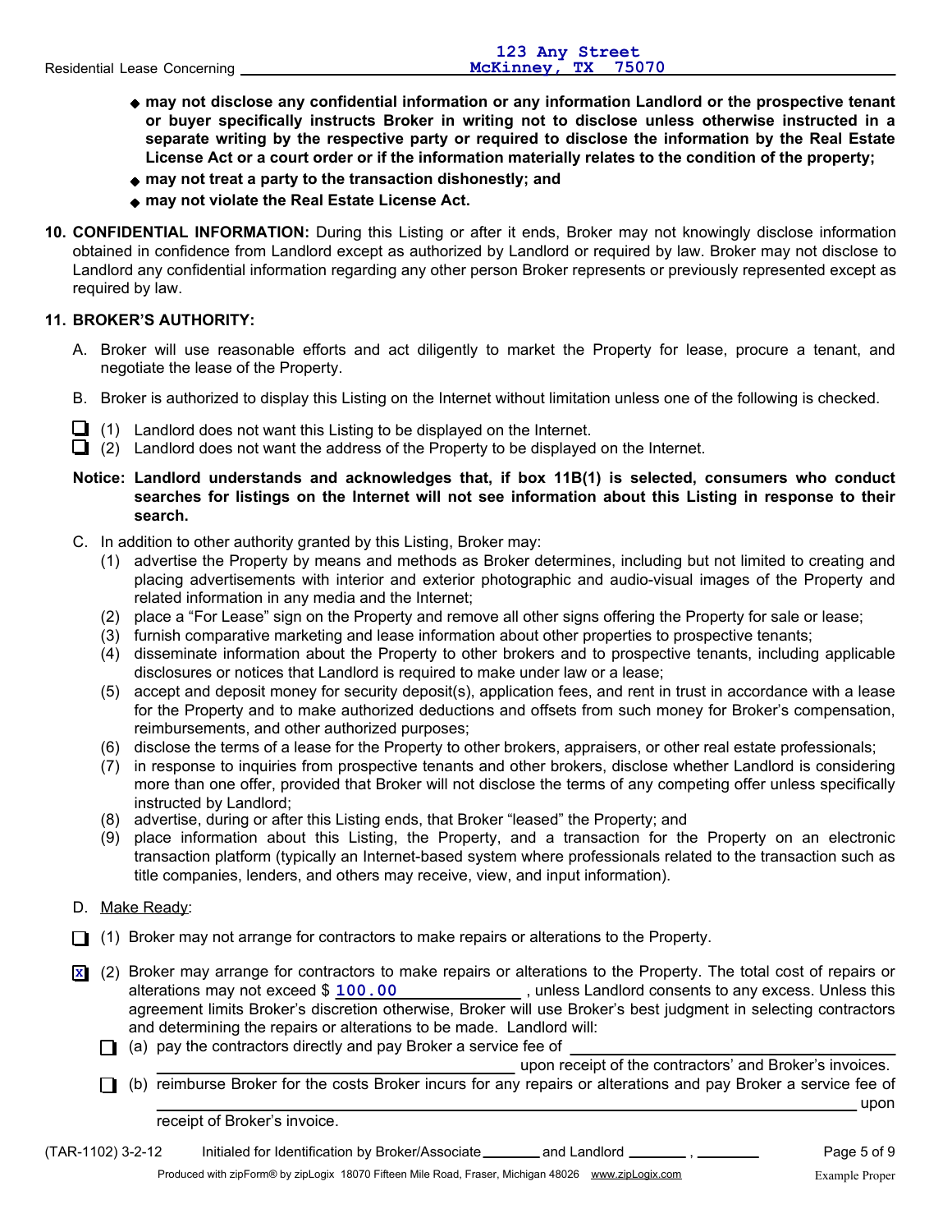- **may not disclose any confidential information or any information Landlord or the prospective tenant or buyer specifically instructs Broker in writing not to disclose unless otherwise instructed in a separate writing by the respective party or required to disclose the information by the Real Estate License Act or a court order or if the information materially relates to the condition of the property;**
- **may not treat a party to the transaction dishonestly; and**
- **may not violate the Real Estate License Act.**

**10. CONFIDENTIAL INFORMATION:** During this Listing or after it ends, Broker may not knowingly disclose information obtained in confidence from Landlord except as authorized by Landlord or required by law. Broker may not disclose to Landlord any confidential information regarding any other person Broker represents or previously represented except as required by law.

**11. BROKER'S AUTHORITY:**

A. Broker will use reasonable efforts and act diligently to market the Property for lease, procure a tenant, and negotiate the lease of the Property.

B. Broker is authorized to display this Listing on the Internet without limitation unless one of the following is checked.

☐ (1) Landlord does not want this Listing to be displayed on the Internet.
☐ (2) Landlord does not want the address of the Property to be displayed on the Internet.

**Notice: Landlord understands and acknowledges that, if box 11B(1) is selected, consumers who conduct searches for listings on the Internet will not see information about this Listing in response to their search.**

C. In addition to other authority granted by this Listing, Broker may:

(1) advertise the Property by means and methods as Broker determines, including but not limited to creating and placing advertisements with interior and exterior photographic and audio-visual images of the Property and related information in any media and the Internet;
(2) place a "For Lease" sign on the Property and remove all other signs offering the Property for sale or lease;
(3) furnish comparative marketing and lease information about other properties to prospective tenants;
(4) disseminate information about the Property to other brokers and to prospective tenants, including applicable disclosures or notices that Landlord is required to make under law or a lease;
(5) accept and deposit money for security deposit(s), application fees, and rent in trust in accordance with a lease for the Property and to make authorized deductions and offsets from such money for Broker's compensation, reimbursements, and other authorized purposes;
(6) disclose the terms of a lease for the Property to other brokers, appraisers, or other real estate professionals;
(7) in response to inquiries from prospective tenants and other brokers, disclose whether Landlord is considering more than one offer, provided that Broker will not disclose the terms of any competing offer unless specifically instructed by Landlord;
(8) advertise, during or after this Listing ends, that Broker "leased" the Property; and
(9) place information about this Listing, the Property, and a transaction for the Property on an electronic transaction platform (typically an Internet-based system where professionals related to the transaction such as title companies, lenders, and others may receive, view, and input information).

D. Make Ready:

☐ (1) Broker may not arrange for contractors to make repairs or alterations to the Property.

☒ (2) Broker may arrange for contractors to make repairs or alterations to the Property. The total cost of repairs or alterations may not exceed $ 100.00 ________, unless Landlord consents to any excess. Unless this agreement limits Broker's discretion otherwise, Broker will use Broker's best judgment in selecting contractors and determining the repairs or alterations to be made. Landlord will:

☐ (a) pay the contractors directly and pay Broker a service fee of ________________ upon receipt of the contractors' and Broker's invoices.

☐ (b) reimburse Broker for the costs Broker incurs for any repairs or alterations and pay Broker a service fee of ________________ upon receipt of Broker's invoice.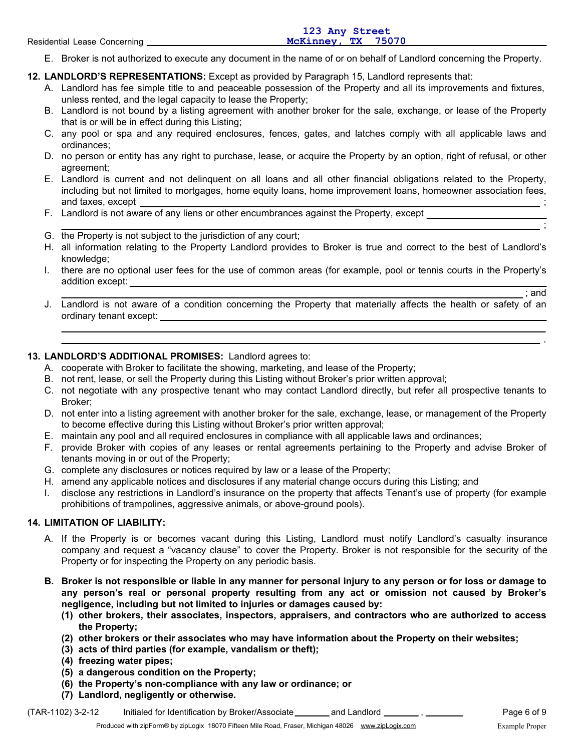E. Broker is not authorized to execute any document in the name of or on behalf of Landlord concerning the Property.

**12. LANDLORD'S REPRESENTATIONS:** Except as provided by Paragraph 15, Landlord represents that:

A. Landlord has fee simple title to and peaceable possession of the Property and all its improvements and fixtures, unless rented, and the legal capacity to lease the Property;

B. Landlord is not bound by a listing agreement with another broker for the sale, exchange, or lease of the Property that is or will be in effect during this Listing;

C. any pool or spa and any required enclosures, fences, gates, and latches comply with all applicable laws and ordinances;

D. no person or entity has any right to purchase, lease, or acquire the Property by an option, right of refusal, or other agreement;

E. Landlord is current and not delinquent on all loans and all other financial obligations related to the Property, including but not limited to mortgages, home equity loans, home improvement loans, homeowner association fees, and taxes, except \_\_\_\_\_\_\_\_\_\_\_\_\_\_\_\_\_\_\_\_ ;

F. Landlord is not aware of any liens or other encumbrances against the Property, except \_\_\_\_\_\_\_\_\_\_\_\_\_\_\_\_\_\_\_\_ ;

G. the Property is not subject to the jurisdiction of any court;

H. all information relating to the Property Landlord provides to Broker is true and correct to the best of Landlord's knowledge;

I. there are no optional user fees for the use of common areas (for example, pool or tennis courts in the Property's addition except: \_\_\_\_\_\_\_\_\_\_\_\_\_\_\_\_\_\_\_\_ ; and

J. Landlord is not aware of a condition concerning the Property that materially affects the health or safety of an ordinary tenant except: \_\_\_\_\_\_\_\_\_\_\_\_\_\_\_\_\_\_\_\_ .

**13. LANDLORD'S ADDITIONAL PROMISES:** Landlord agrees to:

A. cooperate with Broker to facilitate the showing, marketing, and lease of the Property;

B. not rent, lease, or sell the Property during this Listing without Broker's prior written approval;

C. not negotiate with any prospective tenant who may contact Landlord directly, but refer all prospective tenants to Broker;

D. not enter into a listing agreement with another broker for the sale, exchange, lease, or management of the Property to become effective during this Listing without Broker's prior written approval;

E. maintain any pool and all required enclosures in compliance with all applicable laws and ordinances;

F. provide Broker with copies of any leases or rental agreements pertaining to the Property and advise Broker of tenants moving in or out of the Property;

G. complete any disclosures or notices required by law or a lease of the Property;

H. amend any applicable notices and disclosures if any material change occurs during this Listing; and

I. disclose any restrictions in Landlord's insurance on the property that affects Tenant's use of property (for example prohibitions of trampolines, aggressive animals, or above-ground pools).

**14. LIMITATION OF LIABILITY:**

A. If the Property is or becomes vacant during this Listing, Landlord must notify Landlord's casualty insurance company and request a "vacancy clause" to cover the Property. Broker is not responsible for the security of the Property or for inspecting the Property on any periodic basis.

**B. Broker is not responsible or liable in any manner for personal injury to any person or for loss or damage to any person's real or personal property resulting from any act or omission not caused by Broker's negligence, including but not limited to injuries or damages caused by:**

**(1) other brokers, their associates, inspectors, appraisers, and contractors who are authorized to access the Property;**

**(2) other brokers or their associates who may have information about the Property on their websites;**

**(3) acts of third parties (for example, vandalism or theft);**

**(4) freezing water pipes;**

**(5) a dangerous condition on the Property;**

**(6) the Property's non-compliance with any law or ordinance; or**

**(7) Landlord, negligently or otherwise.**

(TAR-1102) 3-2-12 Initialed for Identification by Broker/Associate \_\_\_\_\_\_\_ and Landlord \_\_\_\_\_\_\_ , \_\_\_\_\_\_\_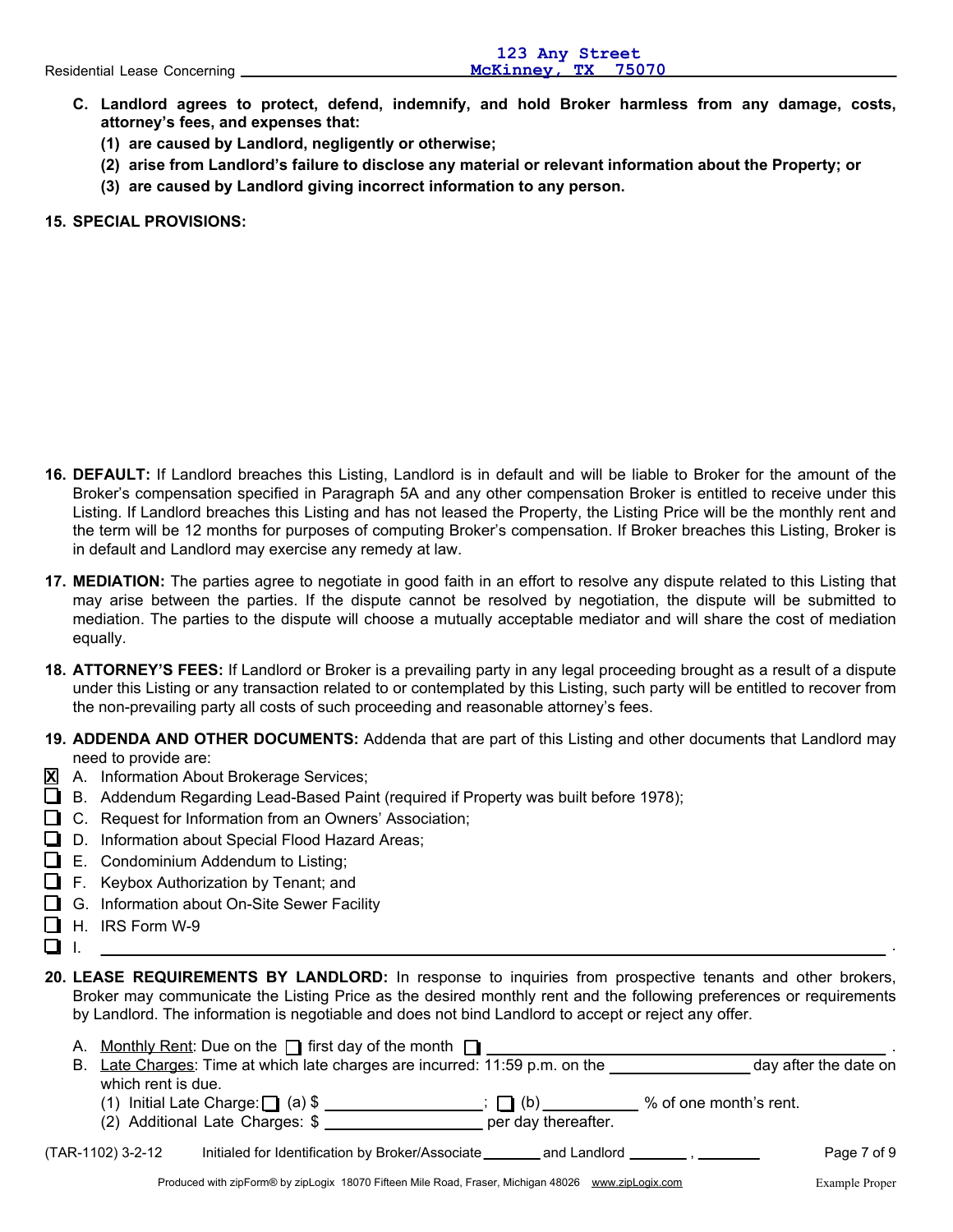C. **Landlord agrees to protect, defend, indemnify, and hold Broker harmless from any damage, costs, attorney's fees, and expenses that:**
   **(1) are caused by Landlord, negligently or otherwise;**
   **(2) arise from Landlord's failure to disclose any material or relevant information about the Property; or**
   **(3) are caused by Landlord giving incorrect information to any person.**

**15. SPECIAL PROVISIONS:**

**16. DEFAULT:** If Landlord breaches this Listing, Landlord is in default and will be liable to Broker for the amount of the Broker's compensation specified in Paragraph 5A and any other compensation Broker is entitled to receive under this Listing. If Landlord breaches this Listing and has not leased the Property, the Listing Price will be the monthly rent and the term will be 12 months for purposes of computing Broker's compensation. If Broker breaches this Listing, Broker is in default and Landlord may exercise any remedy at law.

**17. MEDIATION:** The parties agree to negotiate in good faith in an effort to resolve any dispute related to this Listing that may arise between the parties. If the dispute cannot be resolved by negotiation, the dispute will be submitted to mediation. The parties to the dispute will choose a mutually acceptable mediator and will share the cost of mediation equally.

**18. ATTORNEY'S FEES:** If Landlord or Broker is a prevailing party in any legal proceeding brought as a result of a dispute under this Listing or any transaction related to or contemplated by this Listing, such party will be entitled to recover from the non-prevailing party all costs of such proceeding and reasonable attorney's fees.

**19. ADDENDA AND OTHER DOCUMENTS:** Addenda that are part of this Listing and other documents that Landlord may need to provide are:

- [X] A. Information About Brokerage Services;
- [ ] B. Addendum Regarding Lead-Based Paint (required if Property was built before 1978);
- [ ] C. Request for Information from an Owners' Association;
- [ ] D. Information about Special Flood Hazard Areas;
- [ ] E. Condominium Addendum to Listing;
- [ ] F. Keybox Authorization by Tenant; and
- [ ] G. Information about On-Site Sewer Facility
- [ ] H. IRS Form W-9
- [ ] I. ______________________________.

**20. LEASE REQUIREMENTS BY LANDLORD:** In response to inquiries from prospective tenants and other brokers, Broker may communicate the Listing Price as the desired monthly rent and the following preferences or requirements by Landlord. The information is negotiable and does not bind Landlord to accept or reject any offer.

A. Monthly Rent: Due on the [ ] first day of the month [ ] ______________________________.

B. Late Charges: Time at which late charges are incurred: 11:59 p.m. on the ____________ day after the date on which rent is due.
   (1) Initial Late Charge: [ ] (a) $ ____________; [ ] (b) ________ % of one month's rent.
   (2) Additional Late Charges: $ ____________ per day thereafter.

(TAR-1102) 3-2-12 Initialed for Identification by Broker/Associate ________ and Landlord ________ , ________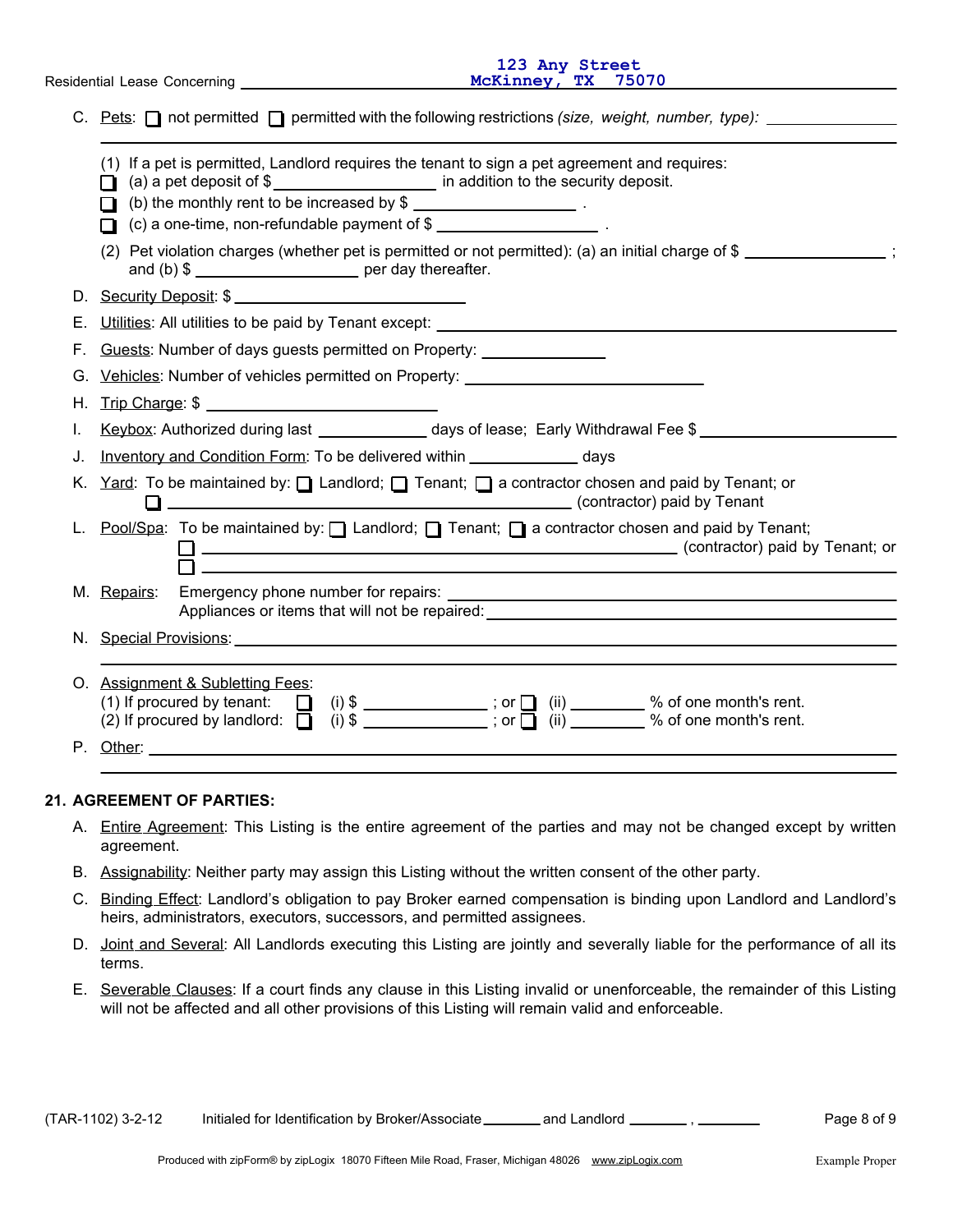Residential Lease Concerning 123 Any Street McKinney, TX 75070

C. Pets: ☐ not permitted ☐ permitted with the following restrictions *(size, weight, number, type):* ______________

(1) If a pet is permitted, Landlord requires the tenant to sign a pet agreement and requires:
☐ (a) a pet deposit of $ ______________ in addition to the security deposit.
☐ (b) the monthly rent to be increased by $ ______________ .
☐ (c) a one-time, non-refundable payment of $ ______________ .

(2) Pet violation charges (whether pet is permitted or not permitted): (a) an initial charge of $ ______________ ; and (b) $ ______________ per day thereafter.

D. Security Deposit: $ ______________

E. Utilities: All utilities to be paid by Tenant except: ______________

F. Guests: Number of days guests permitted on Property: ______________

G. Vehicles: Number of vehicles permitted on Property: ______________

H. Trip Charge: $ ______________

I. Keybox: Authorized during last ______________ days of lease; Early Withdrawal Fee $ ______________

J. Inventory and Condition Form: To be delivered within ______________ days

K. Yard: To be maintained by: ☐ Landlord; ☐ Tenant; ☐ a contractor chosen and paid by Tenant; or ☐ ______________ (contractor) paid by Tenant

L. Pool/Spa: To be maintained by: ☐ Landlord; ☐ Tenant; ☐ a contractor chosen and paid by Tenant; ☐ ______________ (contractor) paid by Tenant; or ☐ ______________

M. Repairs: Emergency phone number for repairs: ______________
Appliances or items that will not be repaired: ______________

N. Special Provisions: ______________

O. Assignment & Subletting Fees:
(1) If procured by tenant: ☐ (i) $ ______________ ; or ☐ (ii) ______________ % of one month's rent.
(2) If procured by landlord: ☐ (i) $ ______________ ; or ☐ (ii) ______________ % of one month's rent.

P. Other: ______________

## 21. AGREEMENT OF PARTIES:

A. Entire Agreement: This Listing is the entire agreement of the parties and may not be changed except by written agreement.

B. Assignability: Neither party may assign this Listing without the written consent of the other party.

C. Binding Effect: Landlord's obligation to pay Broker earned compensation is binding upon Landlord and Landlord's heirs, administrators, executors, successors, and permitted assignees.

D. Joint and Several: All Landlords executing this Listing are jointly and severally liable for the performance of all its terms.

E. Severable Clauses: If a court finds any clause in this Listing invalid or unenforceable, the remainder of this Listing will not be affected and all other provisions of this Listing will remain valid and enforceable.

(TAR-1102) 3-2-12 Initialed for Identification by Broker/Associate ________ and Landlord ________ , ________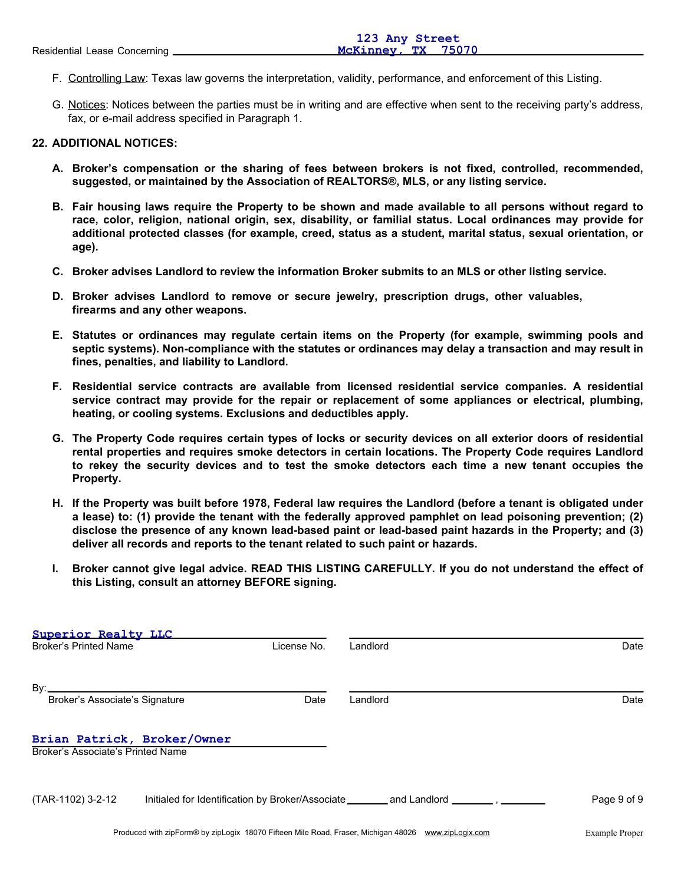F. Controlling Law: Texas law governs the interpretation, validity, performance, and enforcement of this Listing.

G. Notices: Notices between the parties must be in writing and are effective when sent to the receiving party's address, fax, or e-mail address specified in Paragraph 1.

**22. ADDITIONAL NOTICES:**

**A. Broker's compensation or the sharing of fees between brokers is not fixed, controlled, recommended, suggested, or maintained by the Association of REALTORS®, MLS, or any listing service.**

**B. Fair housing laws require the Property to be shown and made available to all persons without regard to race, color, religion, national origin, sex, disability, or familial status. Local ordinances may provide for additional protected classes (for example, creed, status as a student, marital status, sexual orientation, or age).**

**C. Broker advises Landlord to review the information Broker submits to an MLS or other listing service.**

**D. Broker advises Landlord to remove or secure jewelry, prescription drugs, other valuables, firearms and any other weapons.**

**E. Statutes or ordinances may regulate certain items on the Property (for example, swimming pools and septic systems). Non-compliance with the statutes or ordinances may delay a transaction and may result in fines, penalties, and liability to Landlord.**

**F. Residential service contracts are available from licensed residential service companies. A residential service contract may provide for the repair or replacement of some appliances or electrical, plumbing, heating, or cooling systems. Exclusions and deductibles apply.**

**G. The Property Code requires certain types of locks or security devices on all exterior doors of residential rental properties and requires smoke detectors in certain locations. The Property Code requires Landlord to rekey the security devices and to test the smoke detectors each time a new tenant occupies the Property.**

**H. If the Property was built before 1978, Federal law requires the Landlord (before a tenant is obligated under a lease) to: (1) provide the tenant with the federally approved pamphlet on lead poisoning prevention; (2) disclose the presence of any known lead-based paint or lead-based paint hazards in the Property; and (3) deliver all records and reports to the tenant related to such paint or hazards.**

**I. Broker cannot give legal advice. READ THIS LISTING CAREFULLY. If you do not understand the effect of this Listing, consult an attorney BEFORE signing.**

Superior Realty LLC
Broker's Printed Name　　License No.

By: ______________________
Broker's Associate's Signature　　Date

Brian Patrick, Broker/Owner
Broker's Associate's Printed Name

______________________
Landlord　　Date

______________________
Landlord　　Date

(TAR-1102) 3-2-12　　Initialed for Identification by Broker/Associate _______ and Landlord _______ , _______